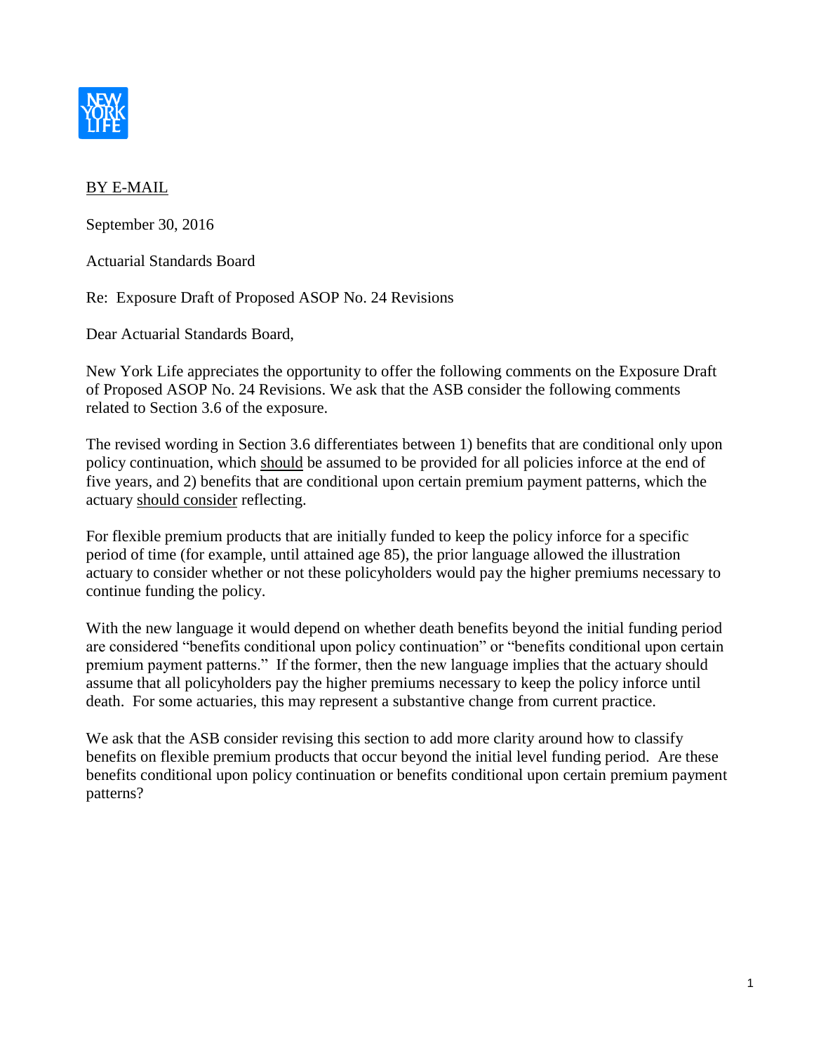BY E-MAIL

September 30, 2016

Actuarial Standards Board

Re: Exposure Draft of Proposed ASOP No. 24 Revisions

Dear Actuarial Standards Board,

New York Life appreciates the opportunity to offer the following comments on the Exposure Draft of Proposed ASOP No. 24 Revisions. We ask that the ASB consider the following comments related to Section 3.6 of the exposure.

The revised wording in Section 3.6 differentiates between 1) benefits that are conditional only upon policy continuation, which should be assumed to be provided for all policies inforce at the end of five years, and 2) benefits that are conditional upon certain premium payment patterns, which the actuary should consider reflecting.

For flexible premium products that are initially funded to keep the policy inforce for a specific period of time (for example, until attained age 85), the prior language allowed the illustration actuary to consider whether or not these policyholders would pay the higher premiums necessary to continue funding the policy.

With the new language it would depend on whether death benefits beyond the initial funding period are considered "benefits conditional upon policy continuation" or "benefits conditional upon certain premium payment patterns." If the former, then the new language implies that the actuary should assume that all policyholders pay the higher premiums necessary to keep the policy inforce until death. For some actuaries, this may represent a substantive change from current practice.

We ask that the ASB consider revising this section to add more clarity around how to classify benefits on flexible premium products that occur beyond the initial level funding period. Are these benefits conditional upon policy continuation or benefits conditional upon certain premium payment patterns?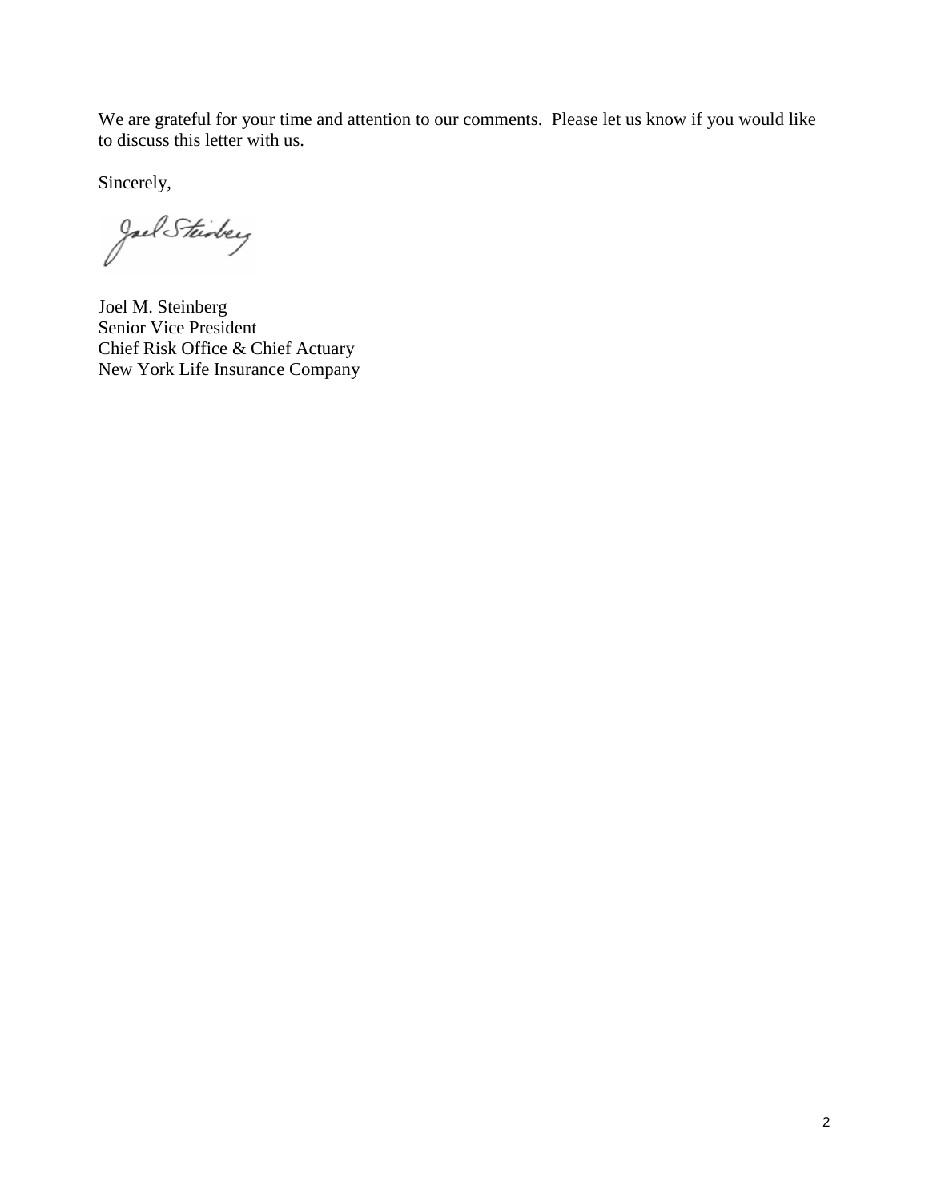We are grateful for your time and attention to our comments. Please let us know if you would like to discuss this letter with us.

Sincerely,

Joel M. Steinberg  
Senior Vice President  
Chief Risk Office & Chief Actuary  
New York Life Insurance Company